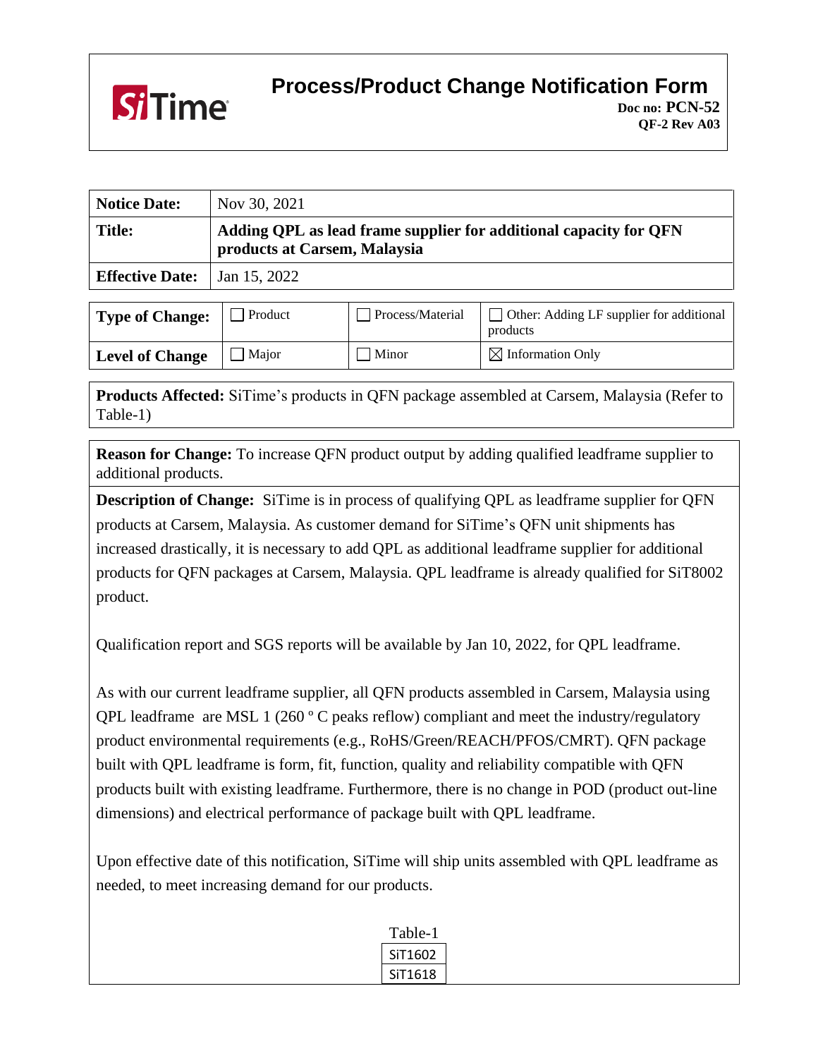# Process/Product Change Notification Form

**Doc no: PCN-52**
**QF-2 Rev A03**

| **Notice Date:** | Nov 30, 2021 |
|---|---|
| **Title:** | **Adding QPL as lead frame supplier for additional capacity for QFN products at Carsem, Malaysia** |
| **Effective Date:** | Jan 15, 2022 |

| | | | |
|---|---|---|---|
| **Type of Change:** | ☐ Product | ☐ Process/Material | ☐ Other: Adding LF supplier for additional products |
| **Level of Change** | ☐ Major | ☐ Minor | ☒ Information Only |

**Products Affected:** SiTime's products in QFN package assembled at Carsem, Malaysia (Refer to Table-1)

**Reason for Change:** To increase QFN product output by adding qualified leadframe supplier to additional products.

**Description of Change:** SiTime is in process of qualifying QPL as leadframe supplier for QFN products at Carsem, Malaysia. As customer demand for SiTime's QFN unit shipments has increased drastically, it is necessary to add QPL as additional leadframe supplier for additional products for QFN packages at Carsem, Malaysia. QPL leadframe is already qualified for SiT8002 product.

Qualification report and SGS reports will be available by Jan 10, 2022, for QPL leadframe.

As with our current leadframe supplier, all QFN products assembled in Carsem, Malaysia using QPL leadframe are MSL 1 (260 º C peaks reflow) compliant and meet the industry/regulatory product environmental requirements (e.g., RoHS/Green/REACH/PFOS/CMRT). QFN package built with QPL leadframe is form, fit, function, quality and reliability compatible with QFN products built with existing leadframe. Furthermore, there is no change in POD (product out-line dimensions) and electrical performance of package built with QPL leadframe.

Upon effective date of this notification, SiTime will ship units assembled with QPL leadframe as needed, to meet increasing demand for our products.

Table-1

| |
|---|
| SiT1602 |
| SiT1618 |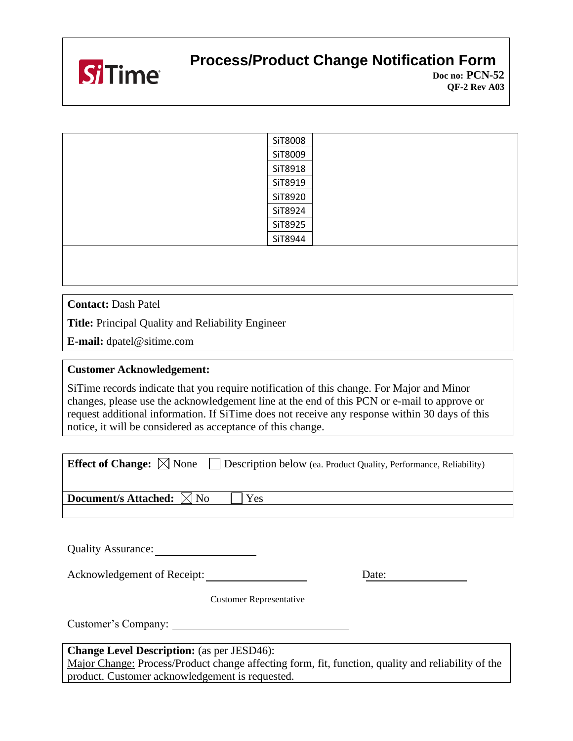# Process/Product Change Notification Form

**Doc no: PCN-52**
**QF-2 Rev A03**

| | | |
|---|---|---|
| | SiT8008 | |
| | SiT8009 | |
| | SiT8918 | |
| | SiT8919 | |
| | SiT8920 | |
| | SiT8924 | |
| | SiT8925 | |
| | SiT8944 | |

**Contact:** Dash Patel

**Title:** Principal Quality and Reliability Engineer

**E-mail:** dpatel@sitime.com

**Customer Acknowledgement:**

SiTime records indicate that you require notification of this change. For Major and Minor changes, please use the acknowledgement line at the end of this PCN or e-mail to approve or request additional information. If SiTime does not receive any response within 30 days of this notice, it will be considered as acceptance of this change.

**Effect of Change:** ☒ None ☐ Description below (ea. Product Quality, Performance, Reliability)

**Document/s Attached:** ☒ No ☐ Yes

Quality Assurance: ____________________

Acknowledgement of Receipt: ____________________ Date: ________________

Customer Representative

Customer's Company: ________________________________

**Change Level Description:** (as per JESD46):
Major Change: Process/Product change affecting form, fit, function, quality and reliability of the product. Customer acknowledgement is requested.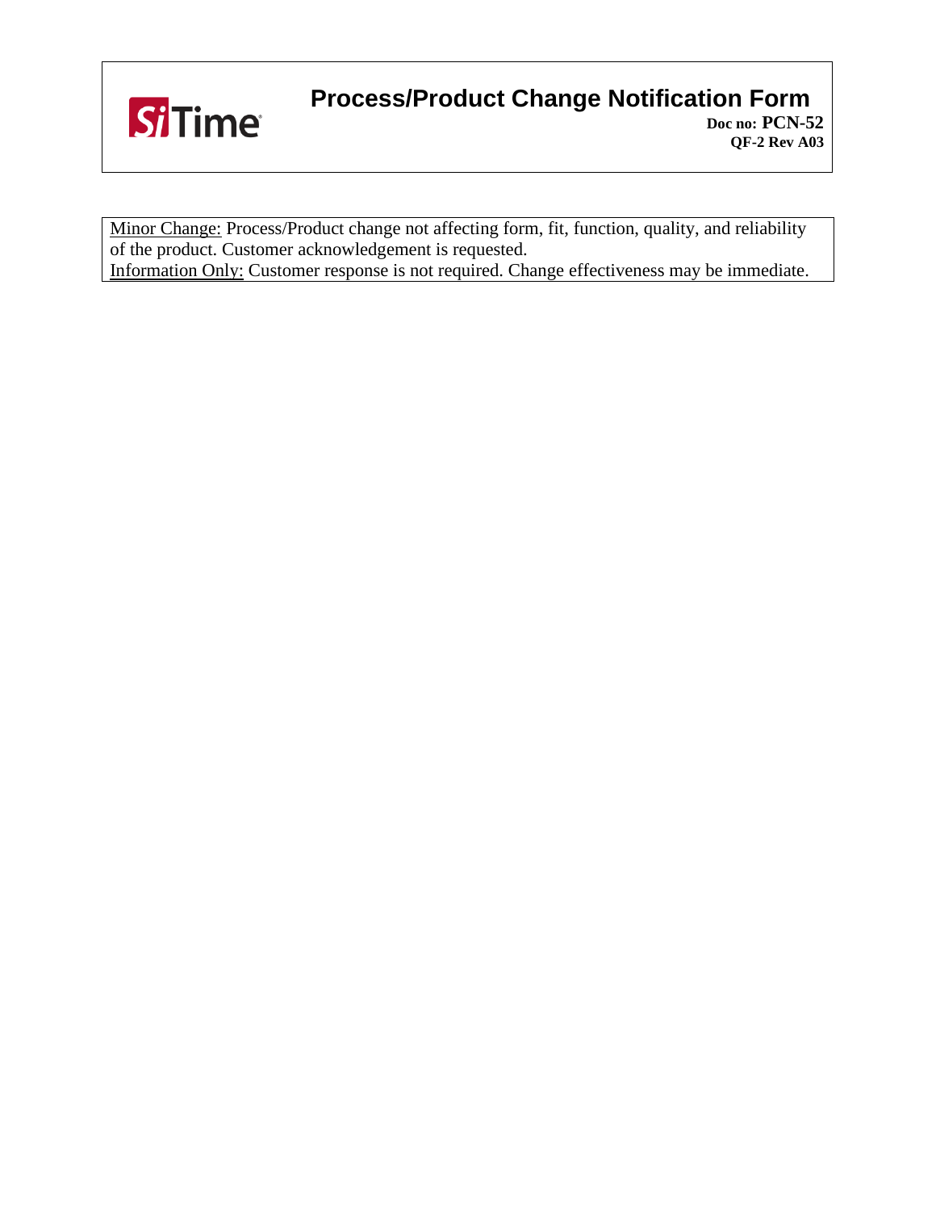Minor Change: Process/Product change not affecting form, fit, function, quality, and reliability of the product. Customer acknowledgement is requested.
Information Only: Customer response is not required. Change effectiveness may be immediate.